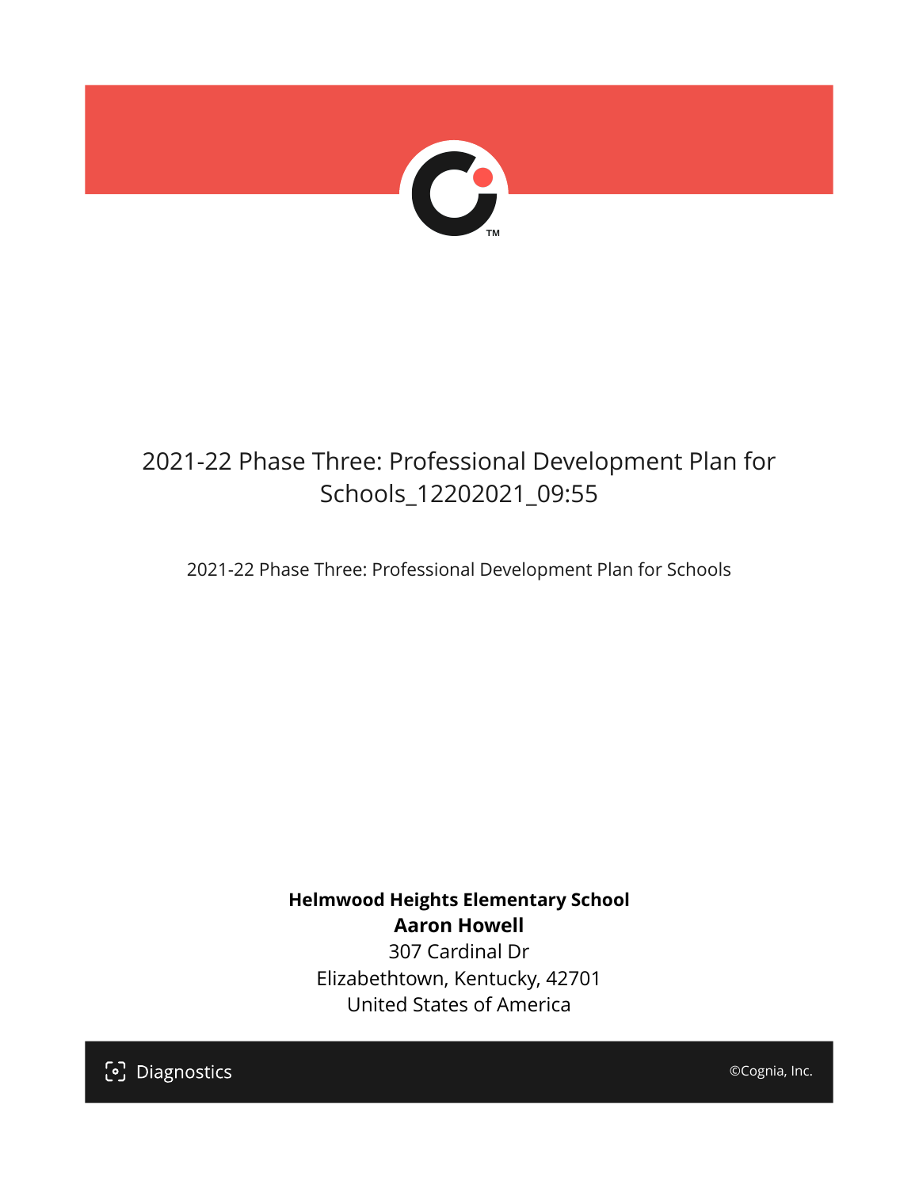# 2021-22 Phase Three: Professional Development Plan for Schools_12202021_09:55

2021-22 Phase Three: Professional Development Plan for Schools

**Helmwood Heights Elementary School**
**Aaron Howell**
307 Cardinal Dr
Elizabethtown, Kentucky, 42701
United States of America

Diagnostics

©Cognia, Inc.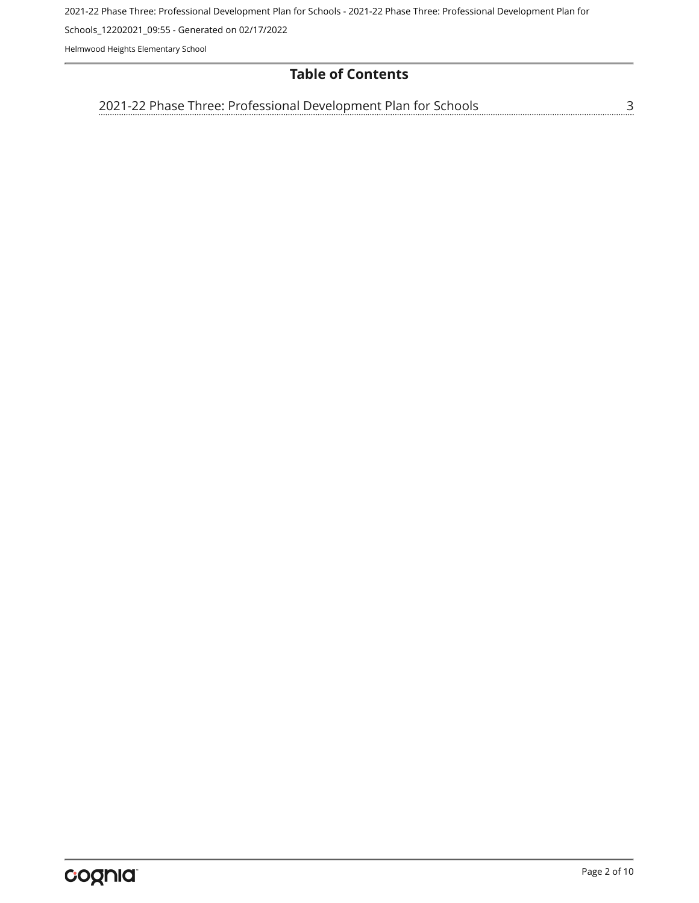# Table of Contents

2021-22 Phase Three: Professional Development Plan for Schools ........ 3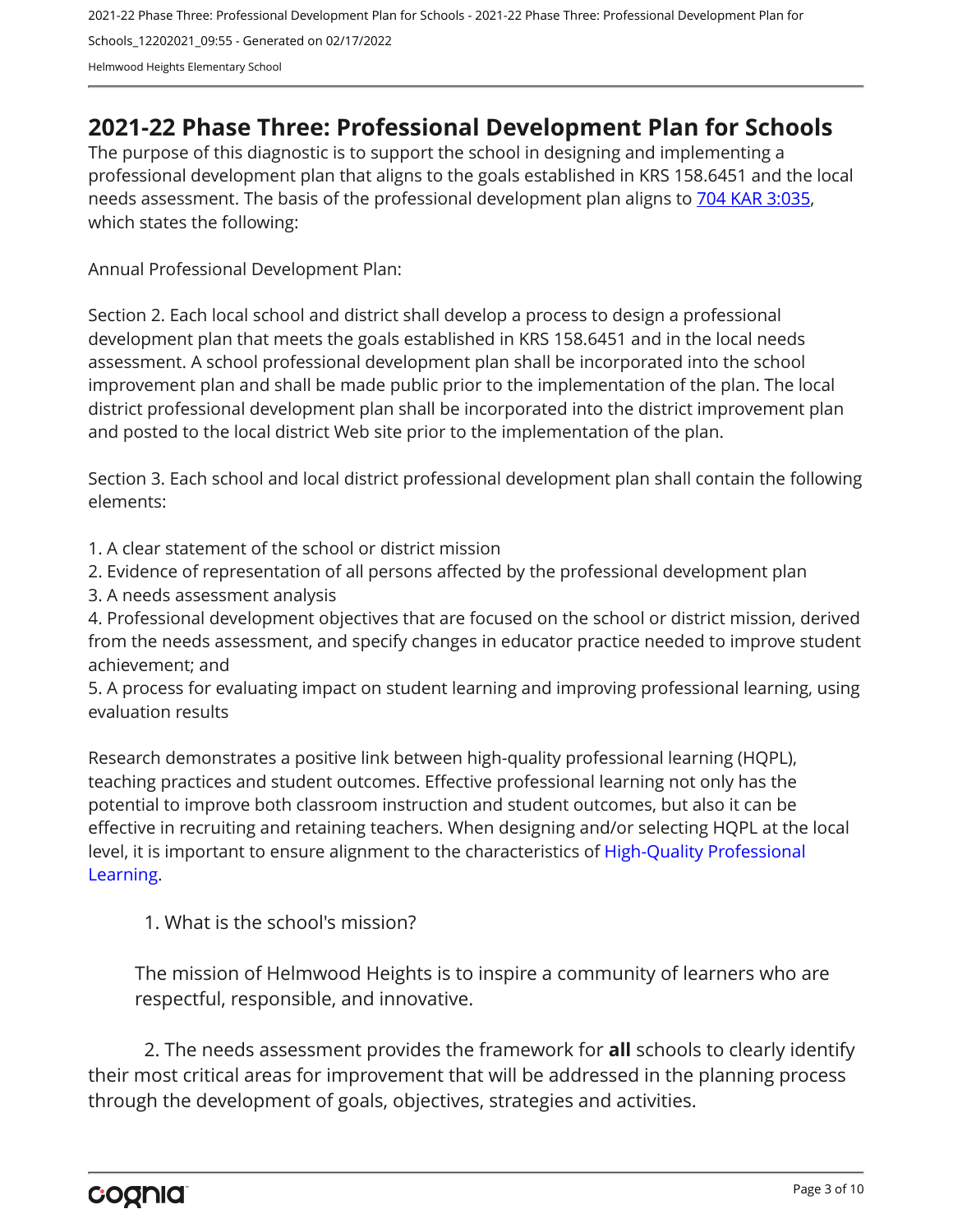# 2021-22 Phase Three: Professional Development Plan for Schools

The purpose of this diagnostic is to support the school in designing and implementing a professional development plan that aligns to the goals established in KRS 158.6451 and the local needs assessment. The basis of the professional development plan aligns to 704 KAR 3:035, which states the following:

Annual Professional Development Plan:

Section 2. Each local school and district shall develop a process to design a professional development plan that meets the goals established in KRS 158.6451 and in the local needs assessment. A school professional development plan shall be incorporated into the school improvement plan and shall be made public prior to the implementation of the plan. The local district professional development plan shall be incorporated into the district improvement plan and posted to the local district Web site prior to the implementation of the plan.

Section 3. Each school and local district professional development plan shall contain the following elements:

1. A clear statement of the school or district mission
2. Evidence of representation of all persons affected by the professional development plan
3. A needs assessment analysis
4. Professional development objectives that are focused on the school or district mission, derived from the needs assessment, and specify changes in educator practice needed to improve student achievement; and
5. A process for evaluating impact on student learning and improving professional learning, using evaluation results

Research demonstrates a positive link between high-quality professional learning (HQPL), teaching practices and student outcomes. Effective professional learning not only has the potential to improve both classroom instruction and student outcomes, but also it can be effective in recruiting and retaining teachers. When designing and/or selecting HQPL at the local level, it is important to ensure alignment to the characteristics of High-Quality Professional Learning.

1. What is the school's mission?

The mission of Helmwood Heights is to inspire a community of learners who are respectful, responsible, and innovative.

2. The needs assessment provides the framework for **all** schools to clearly identify their most critical areas for improvement that will be addressed in the planning process through the development of goals, objectives, strategies and activities.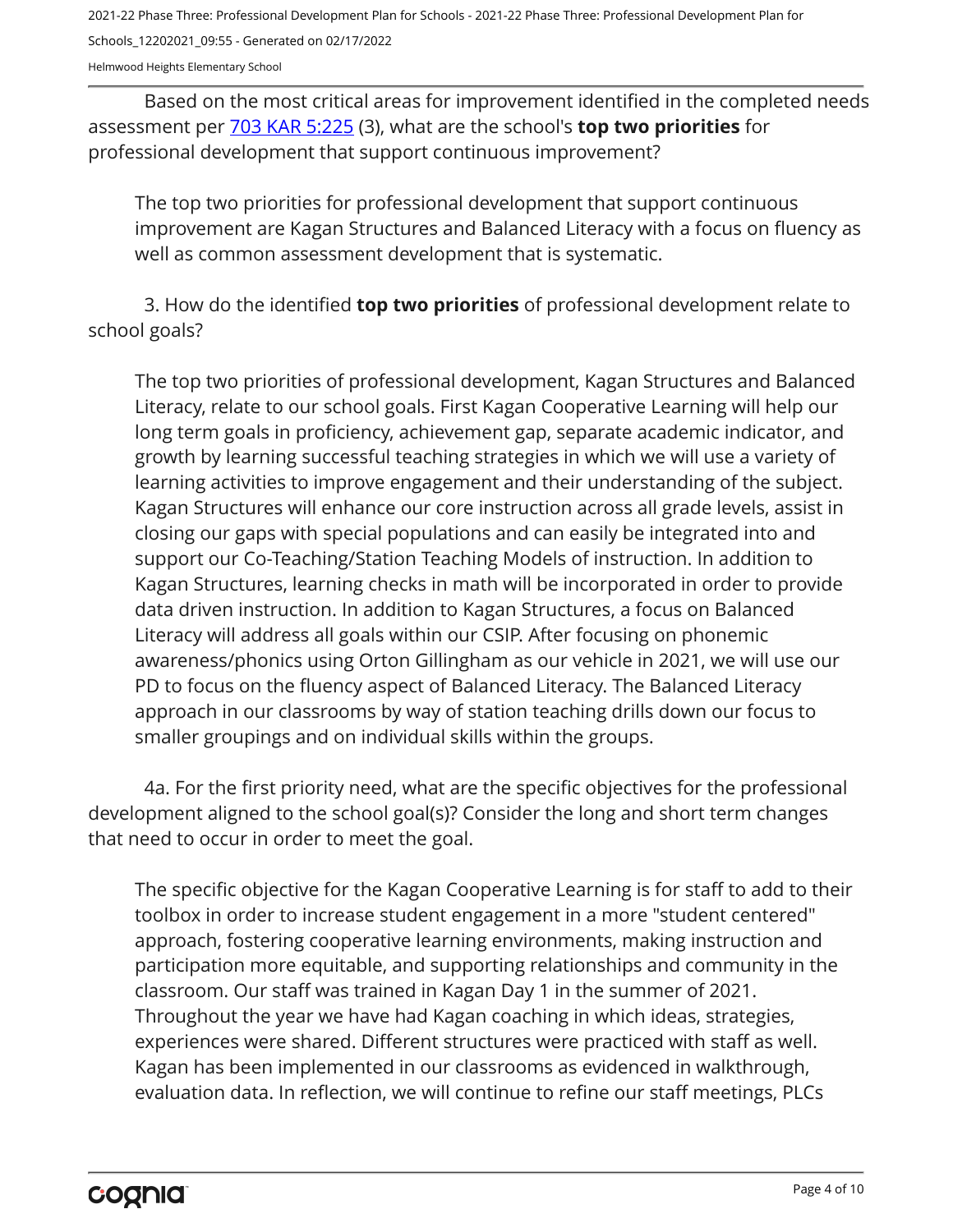Based on the most critical areas for improvement identified in the completed needs assessment per [703 KAR 5:225](703 KAR 5:225) (3), what are the school's **top two priorities** for professional development that support continuous improvement?

The top two priorities for professional development that support continuous improvement are Kagan Structures and Balanced Literacy with a focus on fluency as well as common assessment development that is systematic.

3. How do the identified **top two priorities** of professional development relate to school goals?

The top two priorities of professional development, Kagan Structures and Balanced Literacy, relate to our school goals. First Kagan Cooperative Learning will help our long term goals in proficiency, achievement gap, separate academic indicator, and growth by learning successful teaching strategies in which we will use a variety of learning activities to improve engagement and their understanding of the subject. Kagan Structures will enhance our core instruction across all grade levels, assist in closing our gaps with special populations and can easily be integrated into and support our Co-Teaching/Station Teaching Models of instruction. In addition to Kagan Structures, learning checks in math will be incorporated in order to provide data driven instruction. In addition to Kagan Structures, a focus on Balanced Literacy will address all goals within our CSIP. After focusing on phonemic awareness/phonics using Orton Gillingham as our vehicle in 2021, we will use our PD to focus on the fluency aspect of Balanced Literacy. The Balanced Literacy approach in our classrooms by way of station teaching drills down our focus to smaller groupings and on individual skills within the groups.

4a. For the first priority need, what are the specific objectives for the professional development aligned to the school goal(s)? Consider the long and short term changes that need to occur in order to meet the goal.

The specific objective for the Kagan Cooperative Learning is for staff to add to their toolbox in order to increase student engagement in a more "student centered" approach, fostering cooperative learning environments, making instruction and participation more equitable, and supporting relationships and community in the classroom. Our staff was trained in Kagan Day 1 in the summer of 2021. Throughout the year we have had Kagan coaching in which ideas, strategies, experiences were shared. Different structures were practiced with staff as well. Kagan has been implemented in our classrooms as evidenced in walkthrough, evaluation data. In reflection, we will continue to refine our staff meetings, PLCs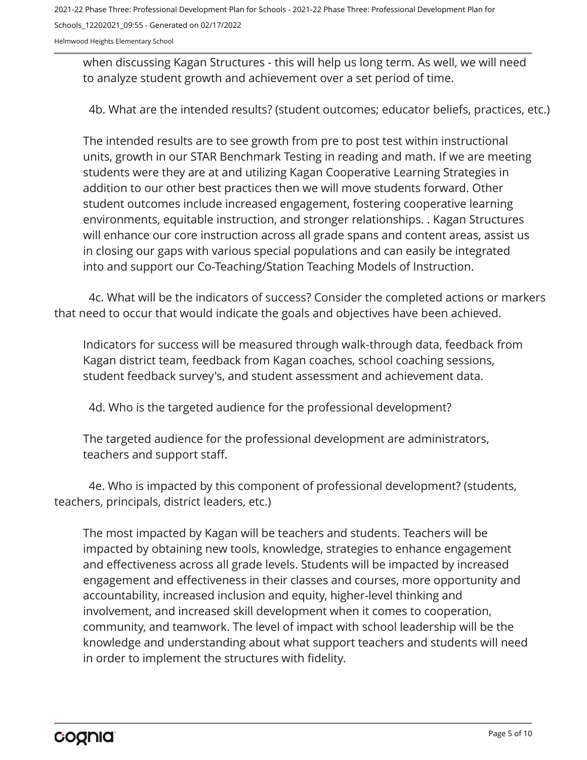when discussing Kagan Structures - this will help us long term. As well, we will need to analyze student growth and achievement over a set period of time.

4b. What are the intended results? (student outcomes; educator beliefs, practices, etc.)

The intended results are to see growth from pre to post test within instructional units, growth in our STAR Benchmark Testing in reading and math. If we are meeting students were they are at and utilizing Kagan Cooperative Learning Strategies in addition to our other best practices then we will move students forward. Other student outcomes include increased engagement, fostering cooperative learning environments, equitable instruction, and stronger relationships. . Kagan Structures will enhance our core instruction across all grade spans and content areas, assist us in closing our gaps with various special populations and can easily be integrated into and support our Co-Teaching/Station Teaching Models of Instruction.

4c. What will be the indicators of success? Consider the completed actions or markers that need to occur that would indicate the goals and objectives have been achieved.

Indicators for success will be measured through walk-through data, feedback from Kagan district team, feedback from Kagan coaches, school coaching sessions, student feedback survey's, and student assessment and achievement data.

4d. Who is the targeted audience for the professional development?

The targeted audience for the professional development are administrators, teachers and support staff.

4e. Who is impacted by this component of professional development? (students, teachers, principals, district leaders, etc.)

The most impacted by Kagan will be teachers and students. Teachers will be impacted by obtaining new tools, knowledge, strategies to enhance engagement and effectiveness across all grade levels. Students will be impacted by increased engagement and effectiveness in their classes and courses, more opportunity and accountability, increased inclusion and equity, higher-level thinking and involvement, and increased skill development when it comes to cooperation, community, and teamwork. The level of impact with school leadership will be the knowledge and understanding about what support teachers and students will need in order to implement the structures with fidelity.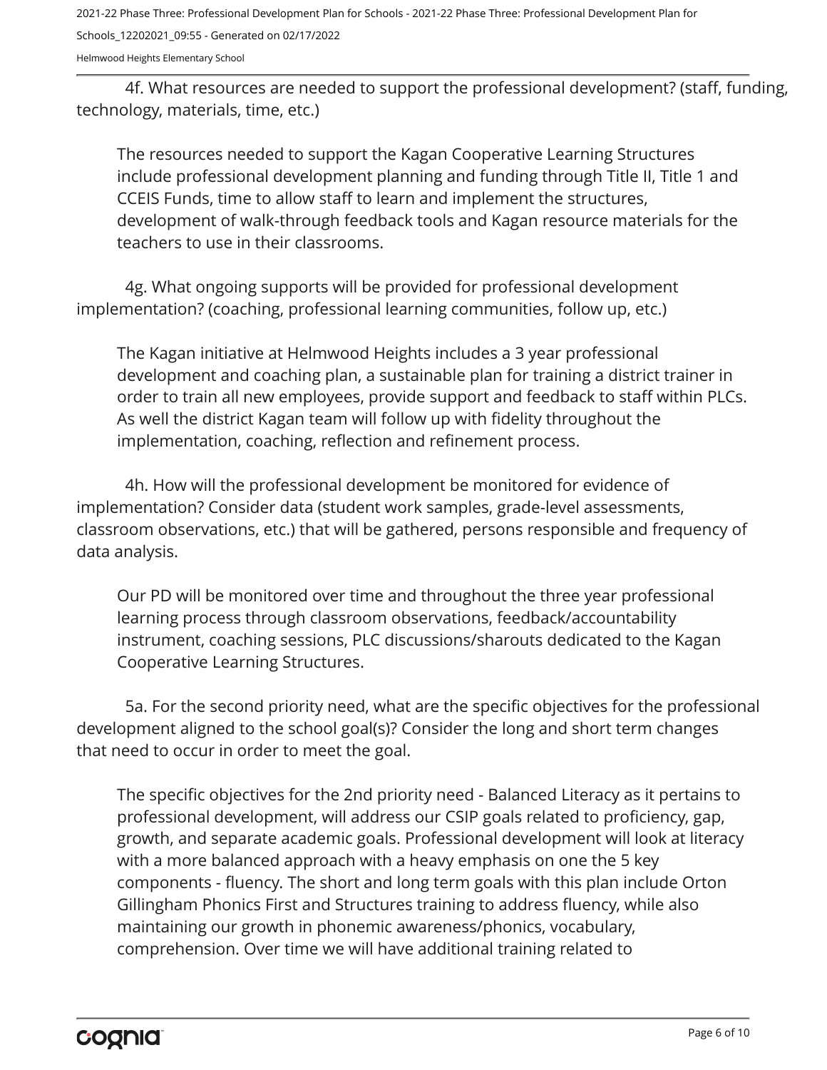4f. What resources are needed to support the professional development? (staff, funding, technology, materials, time, etc.)

The resources needed to support the Kagan Cooperative Learning Structures include professional development planning and funding through Title II, Title 1 and CCEIS Funds, time to allow staff to learn and implement the structures, development of walk-through feedback tools and Kagan resource materials for the teachers to use in their classrooms.

4g. What ongoing supports will be provided for professional development implementation? (coaching, professional learning communities, follow up, etc.)

The Kagan initiative at Helmwood Heights includes a 3 year professional development and coaching plan, a sustainable plan for training a district trainer in order to train all new employees, provide support and feedback to staff within PLCs. As well the district Kagan team will follow up with fidelity throughout the implementation, coaching, reflection and refinement process.

4h. How will the professional development be monitored for evidence of implementation? Consider data (student work samples, grade-level assessments, classroom observations, etc.) that will be gathered, persons responsible and frequency of data analysis.

Our PD will be monitored over time and throughout the three year professional learning process through classroom observations, feedback/accountability instrument, coaching sessions, PLC discussions/sharouts dedicated to the Kagan Cooperative Learning Structures.

5a. For the second priority need, what are the specific objectives for the professional development aligned to the school goal(s)? Consider the long and short term changes that need to occur in order to meet the goal.

The specific objectives for the 2nd priority need - Balanced Literacy as it pertains to professional development, will address our CSIP goals related to proficiency, gap, growth, and separate academic goals. Professional development will look at literacy with a more balanced approach with a heavy emphasis on one the 5 key components - fluency. The short and long term goals with this plan include Orton Gillingham Phonics First and Structures training to address fluency, while also maintaining our growth in phonemic awareness/phonics, vocabulary, comprehension. Over time we will have additional training related to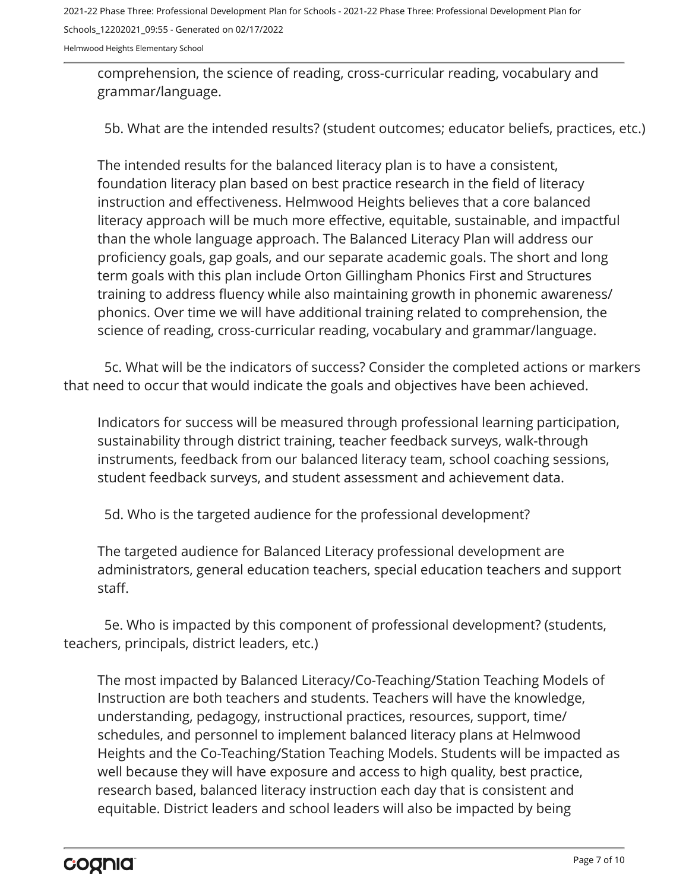comprehension, the science of reading, cross-curricular reading, vocabulary and grammar/language.

5b. What are the intended results? (student outcomes; educator beliefs, practices, etc.)

The intended results for the balanced literacy plan is to have a consistent, foundation literacy plan based on best practice research in the field of literacy instruction and effectiveness. Helmwood Heights believes that a core balanced literacy approach will be much more effective, equitable, sustainable, and impactful than the whole language approach. The Balanced Literacy Plan will address our proficiency goals, gap goals, and our separate academic goals. The short and long term goals with this plan include Orton Gillingham Phonics First and Structures training to address fluency while also maintaining growth in phonemic awareness/ phonics. Over time we will have additional training related to comprehension, the science of reading, cross-curricular reading, vocabulary and grammar/language.

5c. What will be the indicators of success? Consider the completed actions or markers that need to occur that would indicate the goals and objectives have been achieved.

Indicators for success will be measured through professional learning participation, sustainability through district training, teacher feedback surveys, walk-through instruments, feedback from our balanced literacy team, school coaching sessions, student feedback surveys, and student assessment and achievement data.

5d. Who is the targeted audience for the professional development?

The targeted audience for Balanced Literacy professional development are administrators, general education teachers, special education teachers and support staff.

5e. Who is impacted by this component of professional development? (students, teachers, principals, district leaders, etc.)

The most impacted by Balanced Literacy/Co-Teaching/Station Teaching Models of Instruction are both teachers and students. Teachers will have the knowledge, understanding, pedagogy, instructional practices, resources, support, time/ schedules, and personnel to implement balanced literacy plans at Helmwood Heights and the Co-Teaching/Station Teaching Models. Students will be impacted as well because they will have exposure and access to high quality, best practice, research based, balanced literacy instruction each day that is consistent and equitable. District leaders and school leaders will also be impacted by being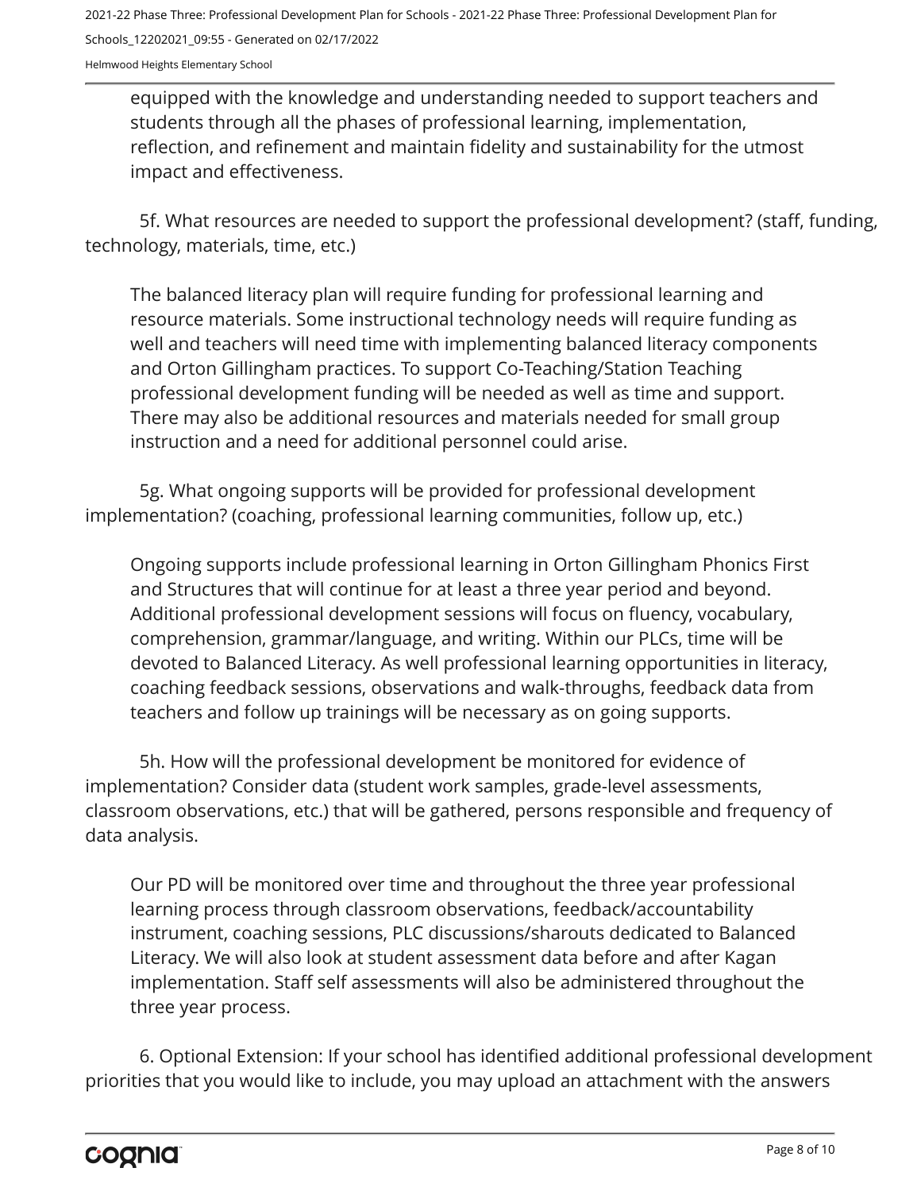equipped with the knowledge and understanding needed to support teachers and students through all the phases of professional learning, implementation, reflection, and refinement and maintain fidelity and sustainability for the utmost impact and effectiveness.

5f. What resources are needed to support the professional development? (staff, funding, technology, materials, time, etc.)

The balanced literacy plan will require funding for professional learning and resource materials. Some instructional technology needs will require funding as well and teachers will need time with implementing balanced literacy components and Orton Gillingham practices. To support Co-Teaching/Station Teaching professional development funding will be needed as well as time and support. There may also be additional resources and materials needed for small group instruction and a need for additional personnel could arise.

5g. What ongoing supports will be provided for professional development implementation? (coaching, professional learning communities, follow up, etc.)

Ongoing supports include professional learning in Orton Gillingham Phonics First and Structures that will continue for at least a three year period and beyond. Additional professional development sessions will focus on fluency, vocabulary, comprehension, grammar/language, and writing. Within our PLCs, time will be devoted to Balanced Literacy. As well professional learning opportunities in literacy, coaching feedback sessions, observations and walk-throughs, feedback data from teachers and follow up trainings will be necessary as on going supports.

5h. How will the professional development be monitored for evidence of implementation? Consider data (student work samples, grade-level assessments, classroom observations, etc.) that will be gathered, persons responsible and frequency of data analysis.

Our PD will be monitored over time and throughout the three year professional learning process through classroom observations, feedback/accountability instrument, coaching sessions, PLC discussions/sharouts dedicated to Balanced Literacy. We will also look at student assessment data before and after Kagan implementation. Staff self assessments will also be administered throughout the three year process.

6. Optional Extension: If your school has identified additional professional development priorities that you would like to include, you may upload an attachment with the answers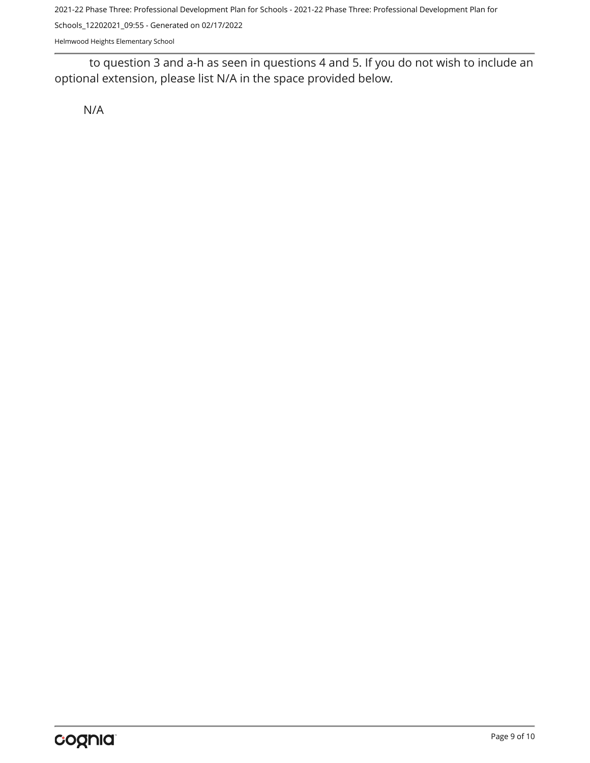to question 3 and a-h as seen in questions 4 and 5. If you do not wish to include an optional extension, please list N/A in the space provided below.

N/A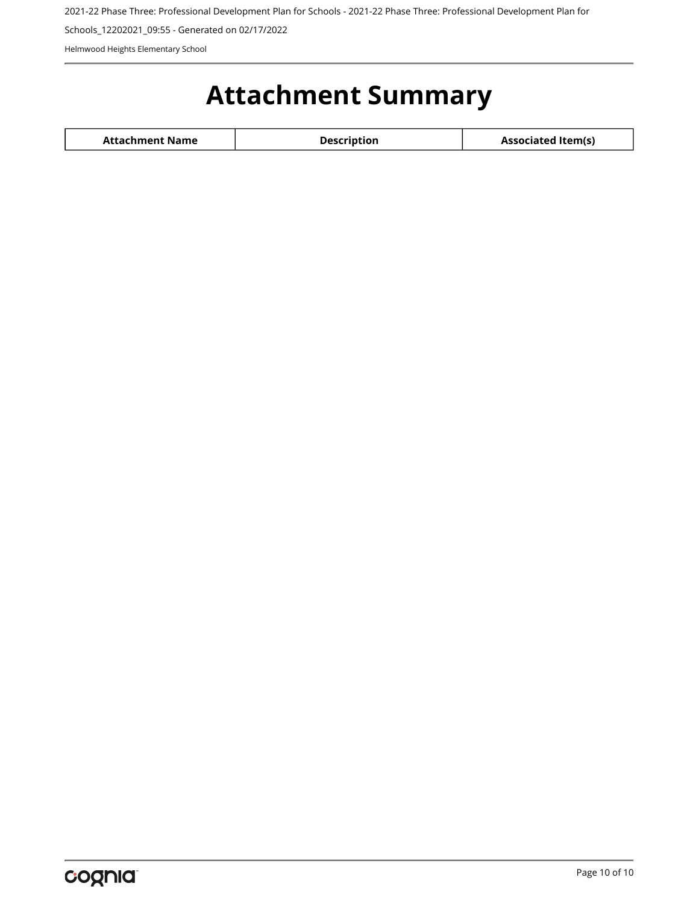# Attachment Summary

| Attachment Name | Description | Associated Item(s) |
| --- | --- | --- |